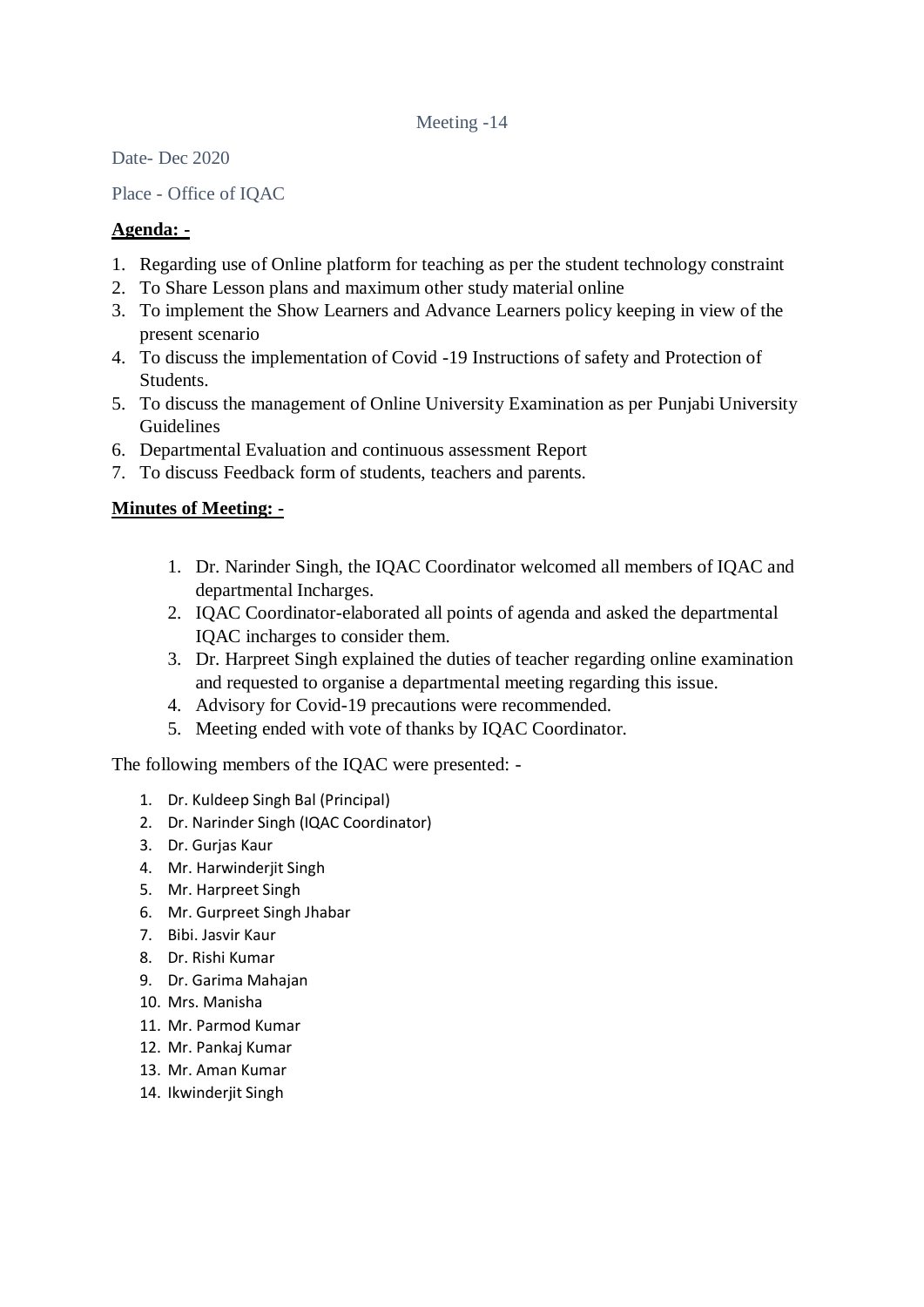Meeting -14

Date- Dec 2020

Place - Office of IQAC

**Agenda: -**

1. Regarding use of Online platform for teaching as per the student technology constraint
2. To Share Lesson plans and maximum other study material online
3. To implement the Show Learners and Advance Learners policy keeping in view of the present scenario
4. To discuss the implementation of Covid -19 Instructions of safety and Protection of Students.
5. To discuss the management of Online University Examination as per Punjabi University Guidelines
6. Departmental Evaluation and continuous assessment Report
7. To discuss Feedback form of students, teachers and parents.

**Minutes of Meeting: -**

1. Dr. Narinder Singh, the IQAC Coordinator welcomed all members of IQAC and departmental Incharges.
2. IQAC Coordinator-elaborated all points of agenda and asked the departmental IQAC incharges to consider them.
3. Dr. Harpreet Singh explained the duties of teacher regarding online examination and requested to organise a departmental meeting regarding this issue.
4. Advisory for Covid-19 precautions were recommended.
5. Meeting ended with vote of thanks by IQAC Coordinator.

The following members of the IQAC were presented: -

1. Dr. Kuldeep Singh Bal (Principal)
2. Dr. Narinder Singh (IQAC Coordinator)
3. Dr. Gurjas Kaur
4. Mr. Harwinderjit Singh
5. Mr. Harpreet Singh
6. Mr. Gurpreet Singh Jhabar
7. Bibi. Jasvir Kaur
8. Dr. Rishi Kumar
9. Dr. Garima Mahajan
10. Mrs. Manisha
11. Mr. Parmod Kumar
12. Mr. Pankaj Kumar
13. Mr. Aman Kumar
14. Ikwinderjit Singh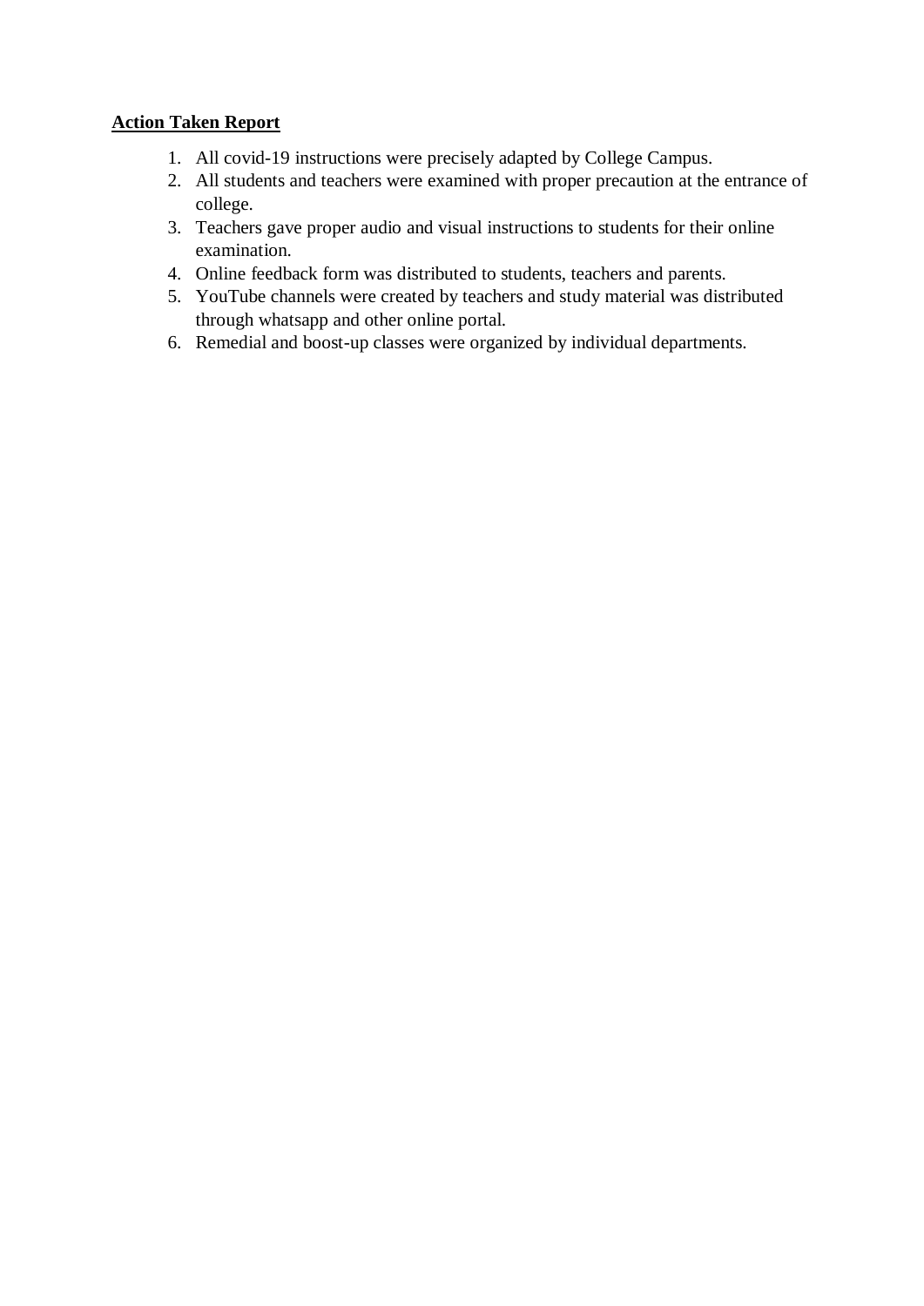**Action Taken Report**

1. All covid-19 instructions were precisely adapted by College Campus.
2. All students and teachers were examined with proper precaution at the entrance of college.
3. Teachers gave proper audio and visual instructions to students for their online examination.
4. Online feedback form was distributed to students, teachers and parents.
5. YouTube channels were created by teachers and study material was distributed through whatsapp and other online portal.
6. Remedial and boost-up classes were organized by individual departments.